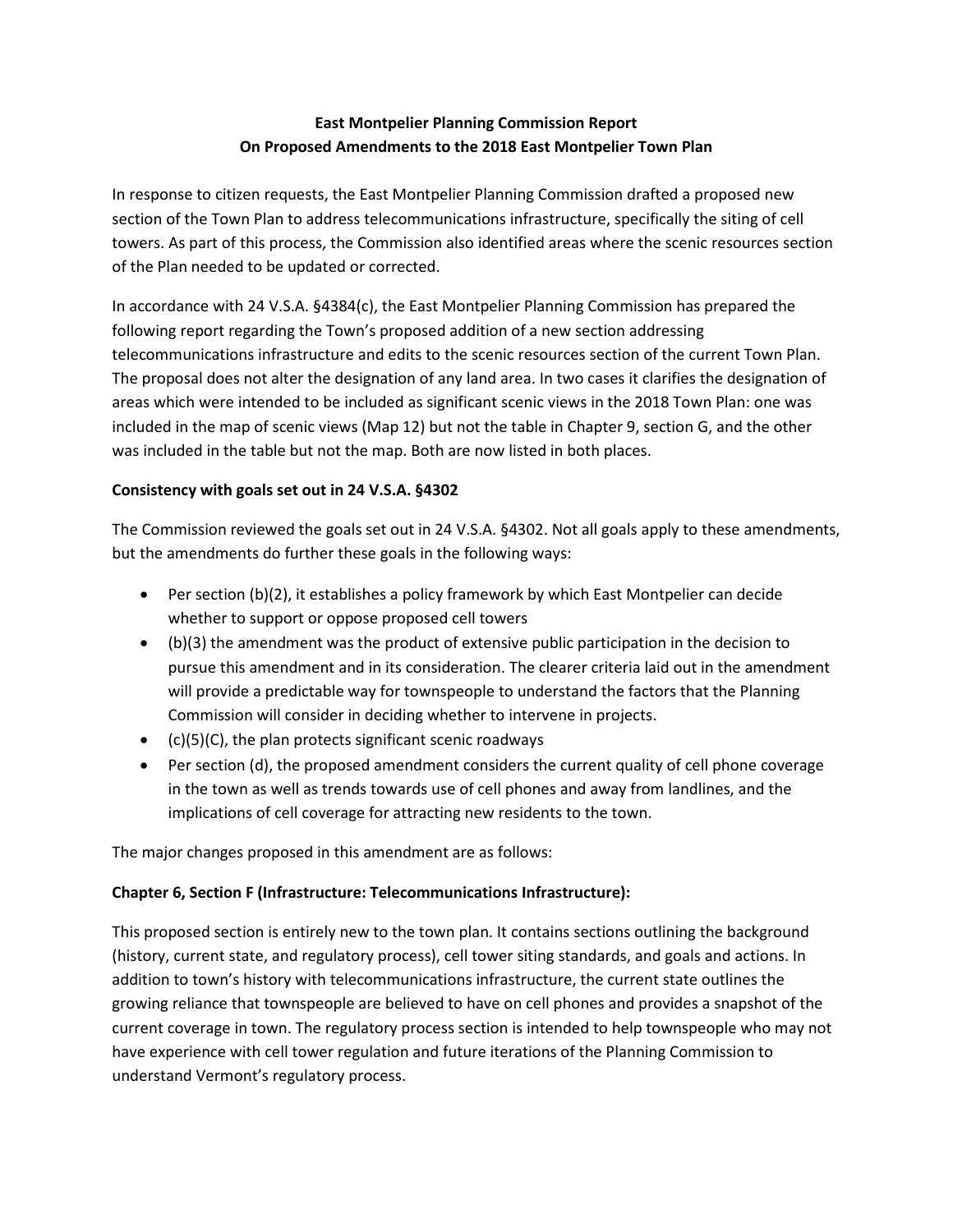**East Montpelier Planning Commission Report**
**On Proposed Amendments to the 2018 East Montpelier Town Plan**

In response to citizen requests, the East Montpelier Planning Commission drafted a proposed new section of the Town Plan to address telecommunications infrastructure, specifically the siting of cell towers. As part of this process, the Commission also identified areas where the scenic resources section of the Plan needed to be updated or corrected.

In accordance with 24 V.S.A. §4384(c), the East Montpelier Planning Commission has prepared the following report regarding the Town's proposed addition of a new section addressing telecommunications infrastructure and edits to the scenic resources section of the current Town Plan. The proposal does not alter the designation of any land area. In two cases it clarifies the designation of areas which were intended to be included as significant scenic views in the 2018 Town Plan: one was included in the map of scenic views (Map 12) but not the table in Chapter 9, section G, and the other was included in the table but not the map. Both are now listed in both places.

**Consistency with goals set out in 24 V.S.A. §4302**

The Commission reviewed the goals set out in 24 V.S.A. §4302. Not all goals apply to these amendments, but the amendments do further these goals in the following ways:

- Per section (b)(2), it establishes a policy framework by which East Montpelier can decide whether to support or oppose proposed cell towers
- (b)(3) the amendment was the product of extensive public participation in the decision to pursue this amendment and in its consideration. The clearer criteria laid out in the amendment will provide a predictable way for townspeople to understand the factors that the Planning Commission will consider in deciding whether to intervene in projects.
- (c)(5)(C), the plan protects significant scenic roadways
- Per section (d), the proposed amendment considers the current quality of cell phone coverage in the town as well as trends towards use of cell phones and away from landlines, and the implications of cell coverage for attracting new residents to the town.

The major changes proposed in this amendment are as follows:

**Chapter 6, Section F (Infrastructure: Telecommunications Infrastructure):**

This proposed section is entirely new to the town plan. It contains sections outlining the background (history, current state, and regulatory process), cell tower siting standards, and goals and actions. In addition to town's history with telecommunications infrastructure, the current state outlines the growing reliance that townspeople are believed to have on cell phones and provides a snapshot of the current coverage in town. The regulatory process section is intended to help townspeople who may not have experience with cell tower regulation and future iterations of the Planning Commission to understand Vermont's regulatory process.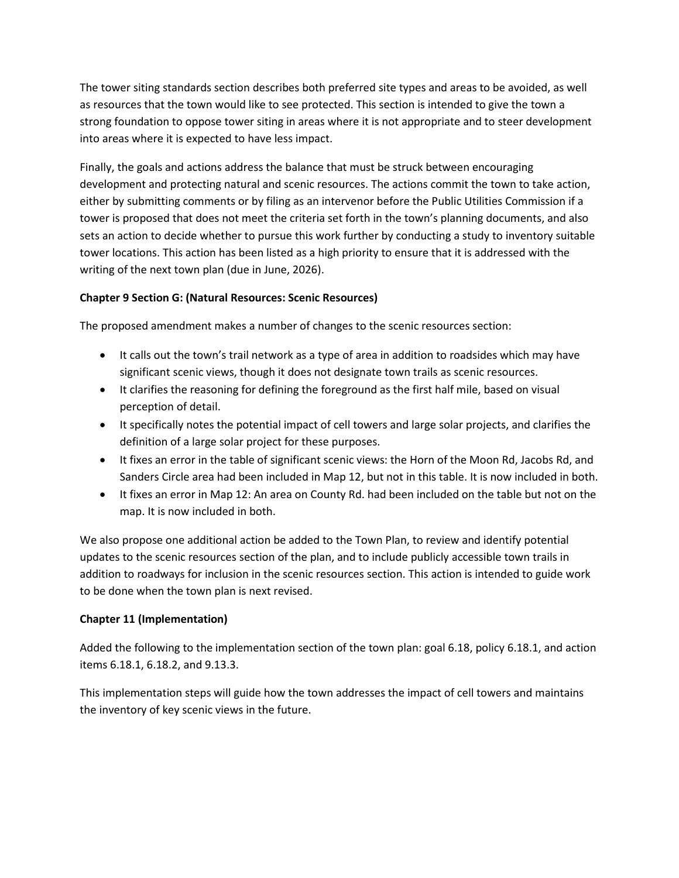The tower siting standards section describes both preferred site types and areas to be avoided, as well as resources that the town would like to see protected. This section is intended to give the town a strong foundation to oppose tower siting in areas where it is not appropriate and to steer development into areas where it is expected to have less impact.

Finally, the goals and actions address the balance that must be struck between encouraging development and protecting natural and scenic resources. The actions commit the town to take action, either by submitting comments or by filing as an intervenor before the Public Utilities Commission if a tower is proposed that does not meet the criteria set forth in the town's planning documents, and also sets an action to decide whether to pursue this work further by conducting a study to inventory suitable tower locations. This action has been listed as a high priority to ensure that it is addressed with the writing of the next town plan (due in June, 2026).

**Chapter 9 Section G: (Natural Resources: Scenic Resources)**

The proposed amendment makes a number of changes to the scenic resources section:

- It calls out the town's trail network as a type of area in addition to roadsides which may have significant scenic views, though it does not designate town trails as scenic resources.
- It clarifies the reasoning for defining the foreground as the first half mile, based on visual perception of detail.
- It specifically notes the potential impact of cell towers and large solar projects, and clarifies the definition of a large solar project for these purposes.
- It fixes an error in the table of significant scenic views: the Horn of the Moon Rd, Jacobs Rd, and Sanders Circle area had been included in Map 12, but not in this table. It is now included in both.
- It fixes an error in Map 12: An area on County Rd. had been included on the table but not on the map. It is now included in both.

We also propose one additional action be added to the Town Plan, to review and identify potential updates to the scenic resources section of the plan, and to include publicly accessible town trails in addition to roadways for inclusion in the scenic resources section. This action is intended to guide work to be done when the town plan is next revised.

**Chapter 11 (Implementation)**

Added the following to the implementation section of the town plan: goal 6.18, policy 6.18.1, and action items 6.18.1, 6.18.2, and 9.13.3.

This implementation steps will guide how the town addresses the impact of cell towers and maintains the inventory of key scenic views in the future.